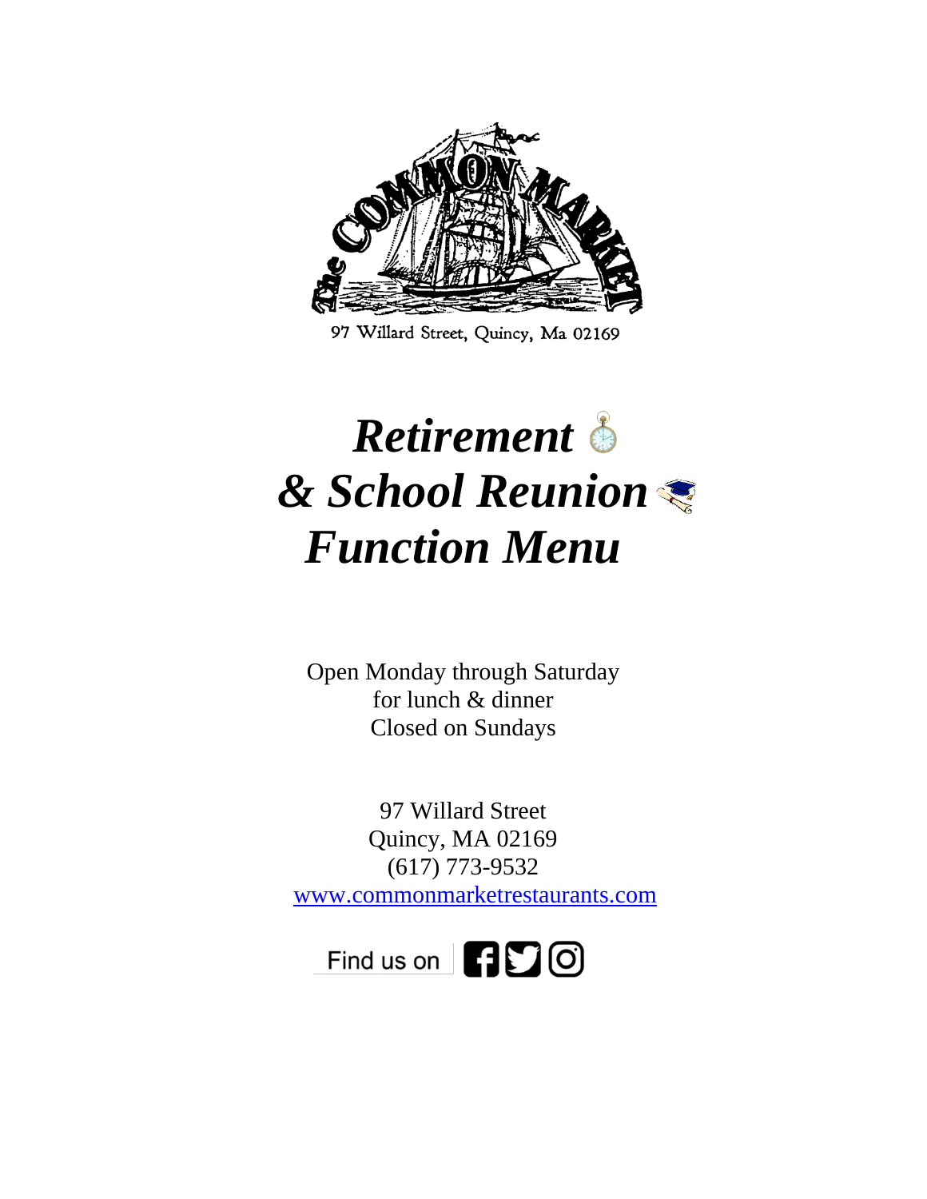The Common Market

97 Willard Street, Quincy, Ma 02169

# *Retirement & School Reunion Function Menu*

Open Monday through Saturday
for lunch & dinner
Closed on Sundays

97 Willard Street
Quincy, MA 02169
(617) 773-9532
www.commonmarketrestaurants.com

Find us on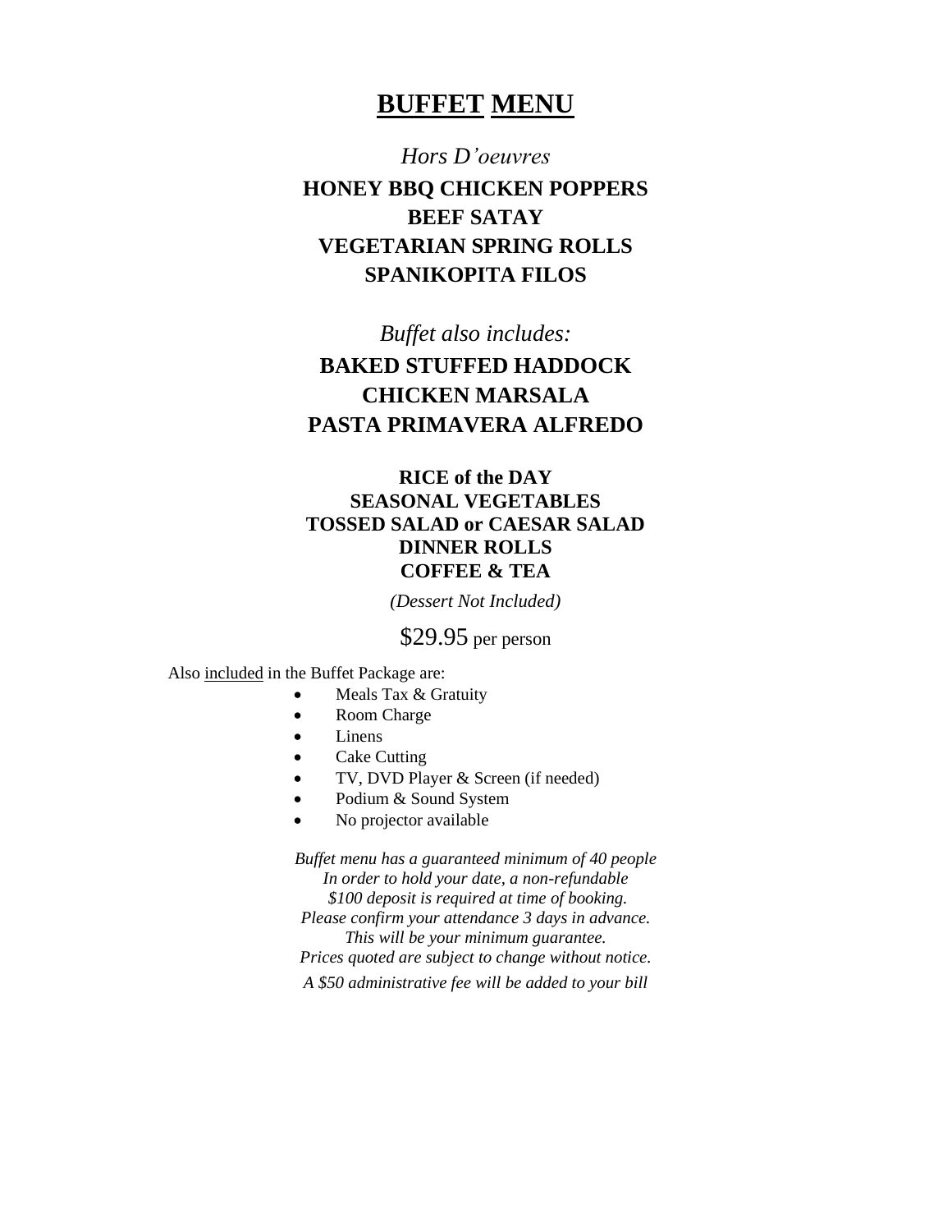# BUFFET MENU

*Hors D'oeuvres*

**HONEY BBQ CHICKEN POPPERS**
**BEEF SATAY**
**VEGETARIAN SPRING ROLLS**
**SPANIKOPITA FILOS**

*Buffet also includes:*

**BAKED STUFFED HADDOCK**
**CHICKEN MARSALA**
**PASTA PRIMAVERA ALFREDO**

**RICE of the DAY**
**SEASONAL VEGETABLES**
**TOSSED SALAD or CAESAR SALAD**
**DINNER ROLLS**
**COFFEE & TEA**

*(Dessert Not Included)*

$29.95 per person

Also included in the Buffet Package are:

- Meals Tax & Gratuity
- Room Charge
- Linens
- Cake Cutting
- TV, DVD Player & Screen (if needed)
- Podium & Sound System
- No projector available

*Buffet menu has a guaranteed minimum of 40 people*
*In order to hold your date, a non-refundable*
*$100 deposit is required at time of booking.*
*Please confirm your attendance 3 days in advance.*
*This will be your minimum guarantee.*
*Prices quoted are subject to change without notice.*

*A $50 administrative fee will be added to your bill*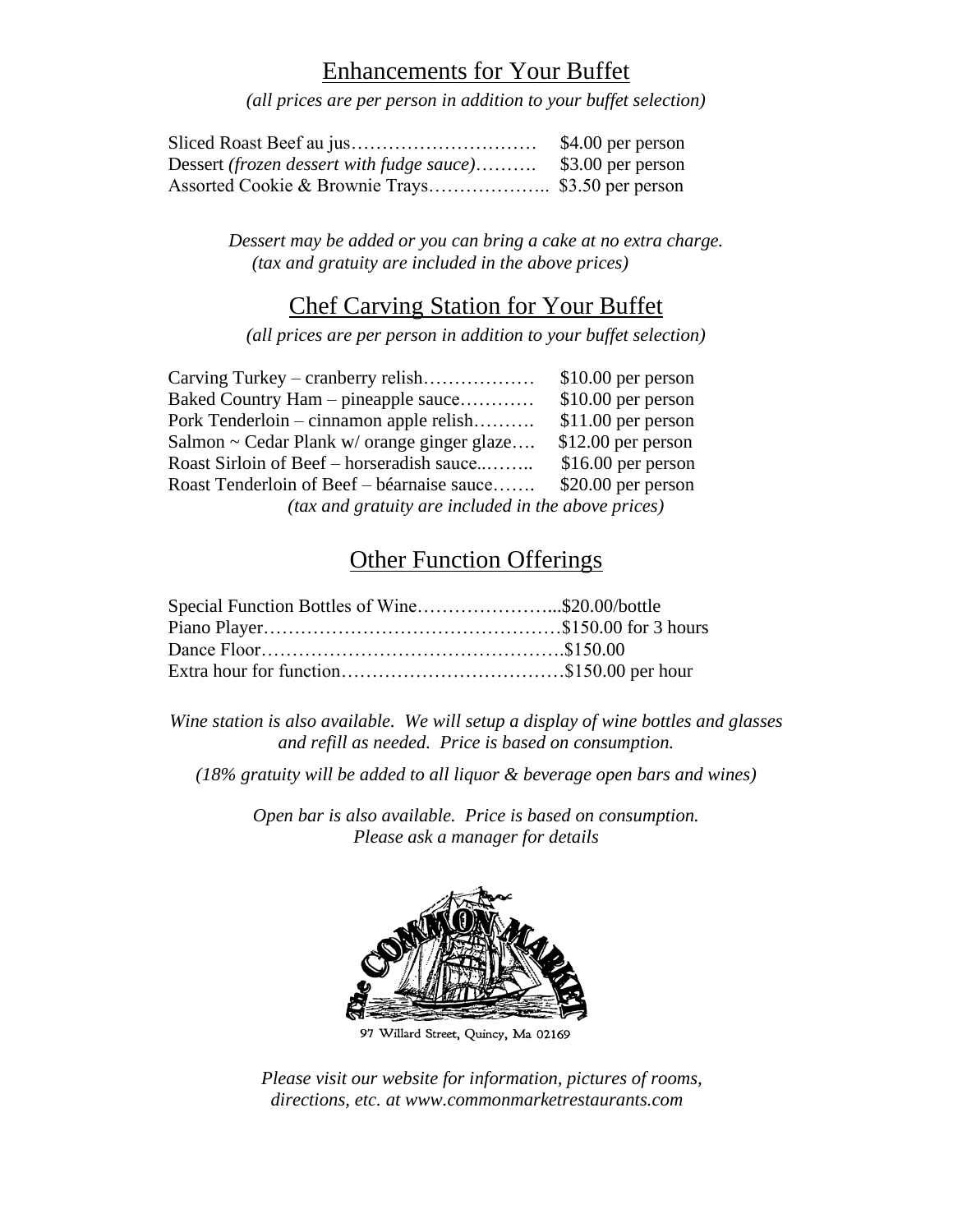## Enhancements for Your Buffet

*(all prices are per person in addition to your buffet selection)*

| | |
|---|---|
| Sliced Roast Beef au jus | $4.00 per person |
| Dessert *(frozen dessert with fudge sauce)* | $3.00 per person |
| Assorted Cookie & Brownie Trays | $3.50 per person |

*Dessert may be added or you can bring a cake at no extra charge.*
*(tax and gratuity are included in the above prices)*

## Chef Carving Station for Your Buffet

*(all prices are per person in addition to your buffet selection)*

| | |
|---|---|
| Carving Turkey – cranberry relish | $10.00 per person |
| Baked Country Ham – pineapple sauce | $10.00 per person |
| Pork Tenderloin – cinnamon apple relish | $11.00 per person |
| Salmon ~ Cedar Plank w/ orange ginger glaze | $12.00 per person |
| Roast Sirloin of Beef – horseradish sauce | $16.00 per person |
| Roast Tenderloin of Beef – béarnaise sauce | $20.00 per person |

*(tax and gratuity are included in the above prices)*

## Other Function Offerings

| | |
|---|---|
| Special Function Bottles of Wine | $20.00/bottle |
| Piano Player | $150.00 for 3 hours |
| Dance Floor | $150.00 |
| Extra hour for function | $150.00 per hour |

*Wine station is also available. We will setup a display of wine bottles and glasses and refill as needed. Price is based on consumption.*

*(18% gratuity will be added to all liquor & beverage open bars and wines)*

*Open bar is also available. Price is based on consumption. Please ask a manager for details*

The Common Market

97 Willard Street, Quincy, Ma 02169

*Please visit our website for information, pictures of rooms, directions, etc. at www.commonmarketrestaurants.com*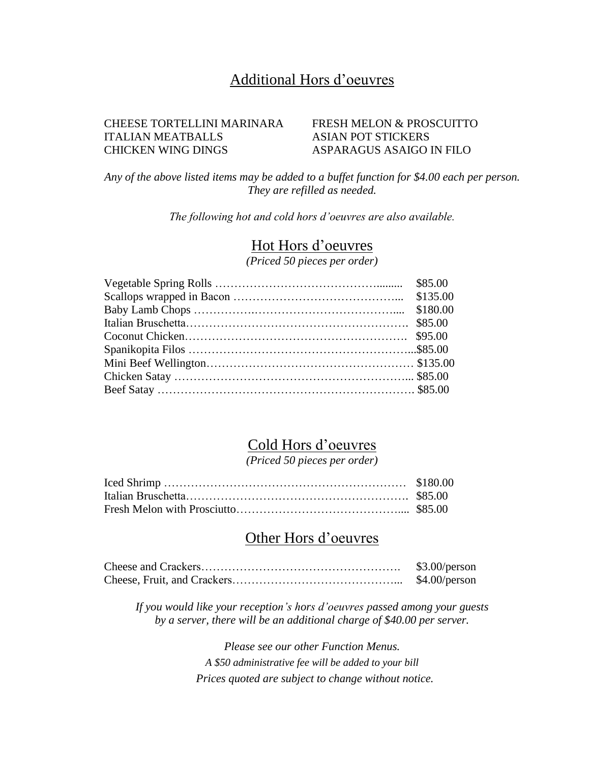## Additional Hors d'oeuvres

CHEESE TORTELLINI MARINARA
ITALIAN MEATBALLS
CHICKEN WING DINGS
FRESH MELON & PROSCUITTO
ASIAN POT STICKERS
ASPARAGUS ASAIGO IN FILO

*Any of the above listed items may be added to a buffet function for $4.00 each per person. They are refilled as needed.*

*The following hot and cold hors d'oeuvres are also available.*

## Hot Hors d'oeuvres

*(Priced 50 pieces per order)*

| Item | Price |
|---|---|
| Vegetable Spring Rolls | $85.00 |
| Scallops wrapped in Bacon | $135.00 |
| Baby Lamb Chops | $180.00 |
| Italian Bruschetta | $85.00 |
| Coconut Chicken | $95.00 |
| Spanikopita Filos | $85.00 |
| Mini Beef Wellington | $135.00 |
| Chicken Satay | $85.00 |
| Beef Satay | $85.00 |

## Cold Hors d'oeuvres

*(Priced 50 pieces per order)*

| Item | Price |
|---|---|
| Iced Shrimp | $180.00 |
| Italian Bruschetta | $85.00 |
| Fresh Melon with Prosciutto | $85.00 |

## Other Hors d'oeuvres

| Item | Price |
|---|---|
| Cheese and Crackers | $3.00/person |
| Cheese, Fruit, and Crackers | $4.00/person |

*If you would like your reception's hors d'oeuvres passed among your guests by a server, there will be an additional charge of $40.00 per server.*

*Please see our other Function Menus.*
*A $50 administrative fee will be added to your bill*
*Prices quoted are subject to change without notice.*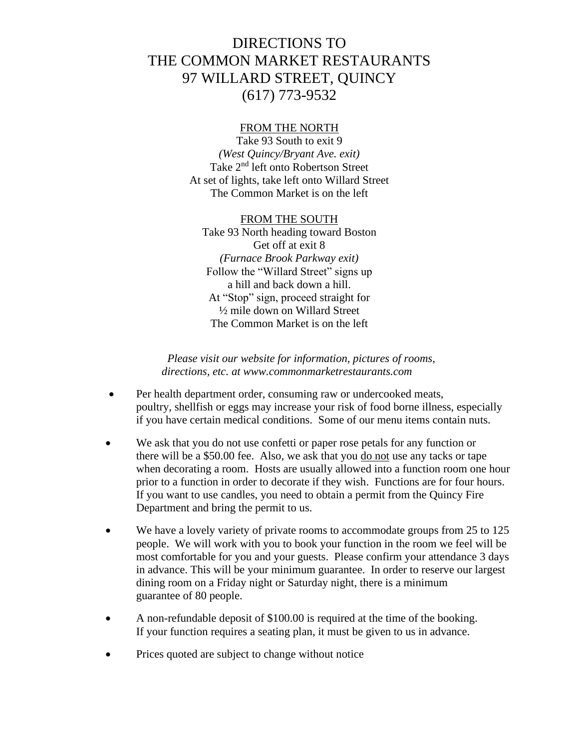# DIRECTIONS TO THE COMMON MARKET RESTAURANTS 97 WILLARD STREET, QUINCY (617) 773-9532

## FROM THE NORTH

Take 93 South to exit 9
*(West Quincy/Bryant Ave. exit)*
Take 2nd left onto Robertson Street
At set of lights, take left onto Willard Street
The Common Market is on the left

## FROM THE SOUTH

Take 93 North heading toward Boston
Get off at exit 8
*(Furnace Brook Parkway exit)*
Follow the "Willard Street" signs up a hill and back down a hill.
At "Stop" sign, proceed straight for ½ mile down on Willard Street
The Common Market is on the left

*Please visit our website for information, pictures of rooms, directions, etc. at www.commonmarketrestaurants.com*

- Per health department order, consuming raw or undercooked meats, poultry, shellfish or eggs may increase your risk of food borne illness, especially if you have certain medical conditions. Some of our menu items contain nuts.
- We ask that you do not use confetti or paper rose petals for any function or there will be a $50.00 fee. Also, we ask that you <u>do not</u> use any tacks or tape when decorating a room. Hosts are usually allowed into a function room one hour prior to a function in order to decorate if they wish. Functions are for four hours. If you want to use candles, you need to obtain a permit from the Quincy Fire Department and bring the permit to us.
- We have a lovely variety of private rooms to accommodate groups from 25 to 125 people. We will work with you to book your function in the room we feel will be most comfortable for you and your guests. Please confirm your attendance 3 days in advance. This will be your minimum guarantee. In order to reserve our largest dining room on a Friday night or Saturday night, there is a minimum guarantee of 80 people.
- A non-refundable deposit of $100.00 is required at the time of the booking. If your function requires a seating plan, it must be given to us in advance.
- Prices quoted are subject to change without notice